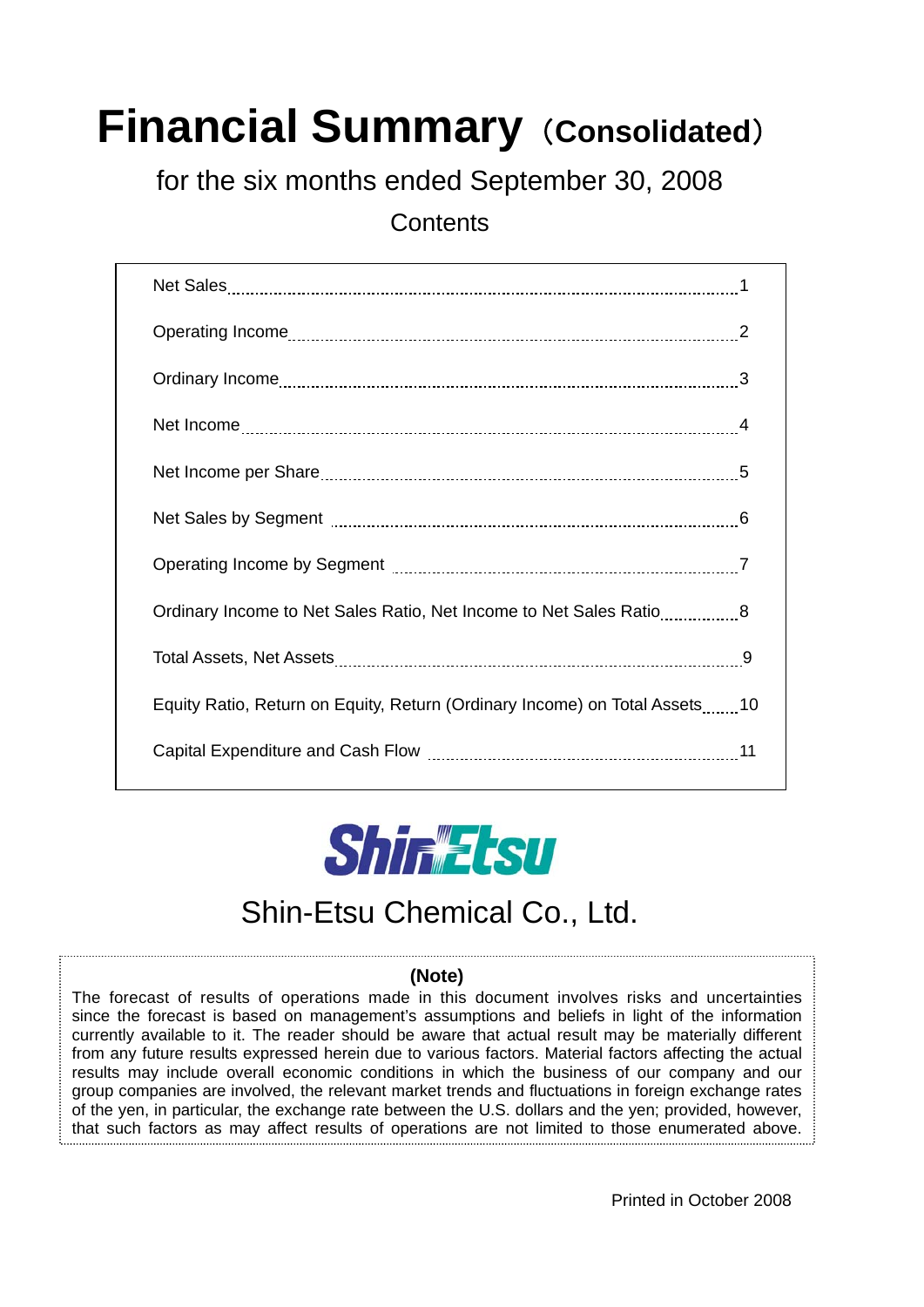# Financial Summary（Consolidated）

for the six months ended September 30, 2008

Contents

| | |
|---|---|
| Net Sales | 1 |
| Operating Income | 2 |
| Ordinary Income | 3 |
| Net Income | 4 |
| Net Income per Share | 5 |
| Net Sales by Segment | 6 |
| Operating Income by Segment | 7 |
| Ordinary Income to Net Sales Ratio, Net Income to Net Sales Ratio | 8 |
| Total Assets, Net Assets | 9 |
| Equity Ratio, Return on Equity, Return (Ordinary Income) on Total Assets | 10 |
| Capital Expenditure and Cash Flow | 11 |

ShinEtsu

Shin-Etsu Chemical Co., Ltd.

**(Note)**

The forecast of results of operations made in this document involves risks and uncertainties since the forecast is based on management's assumptions and beliefs in light of the information currently available to it. The reader should be aware that actual result may be materially different from any future results expressed herein due to various factors. Material factors affecting the actual results may include overall economic conditions in which the business of our company and our group companies are involved, the relevant market trends and fluctuations in foreign exchange rates of the yen, in particular, the exchange rate between the U.S. dollars and the yen; provided, however, that such factors as may affect results of operations are not limited to those enumerated above.

Printed in October 2008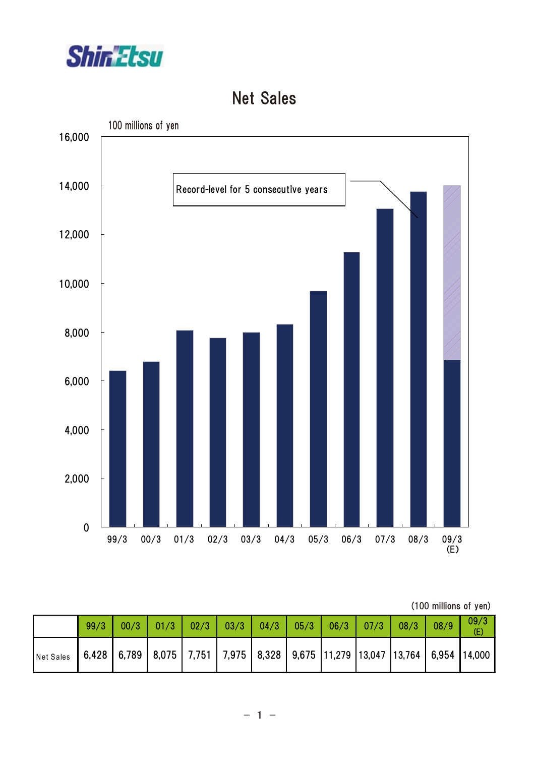# Net Sales

100 millions of yen

Record-level for 5 consecutive years

(100 millions of yen)

| | 99/3 | 00/3 | 01/3 | 02/3 | 03/3 | 04/3 | 05/3 | 06/3 | 07/3 | 08/3 | 08/9 | 09/3 (E) |
|---|---|---|---|---|---|---|---|---|---|---|---|---|
| Net Sales | 6,428 | 6,789 | 8,075 | 7,751 | 7,975 | 8,328 | 9,675 | 11,279 | 13,047 | 13,764 | 6,954 | 14,000 |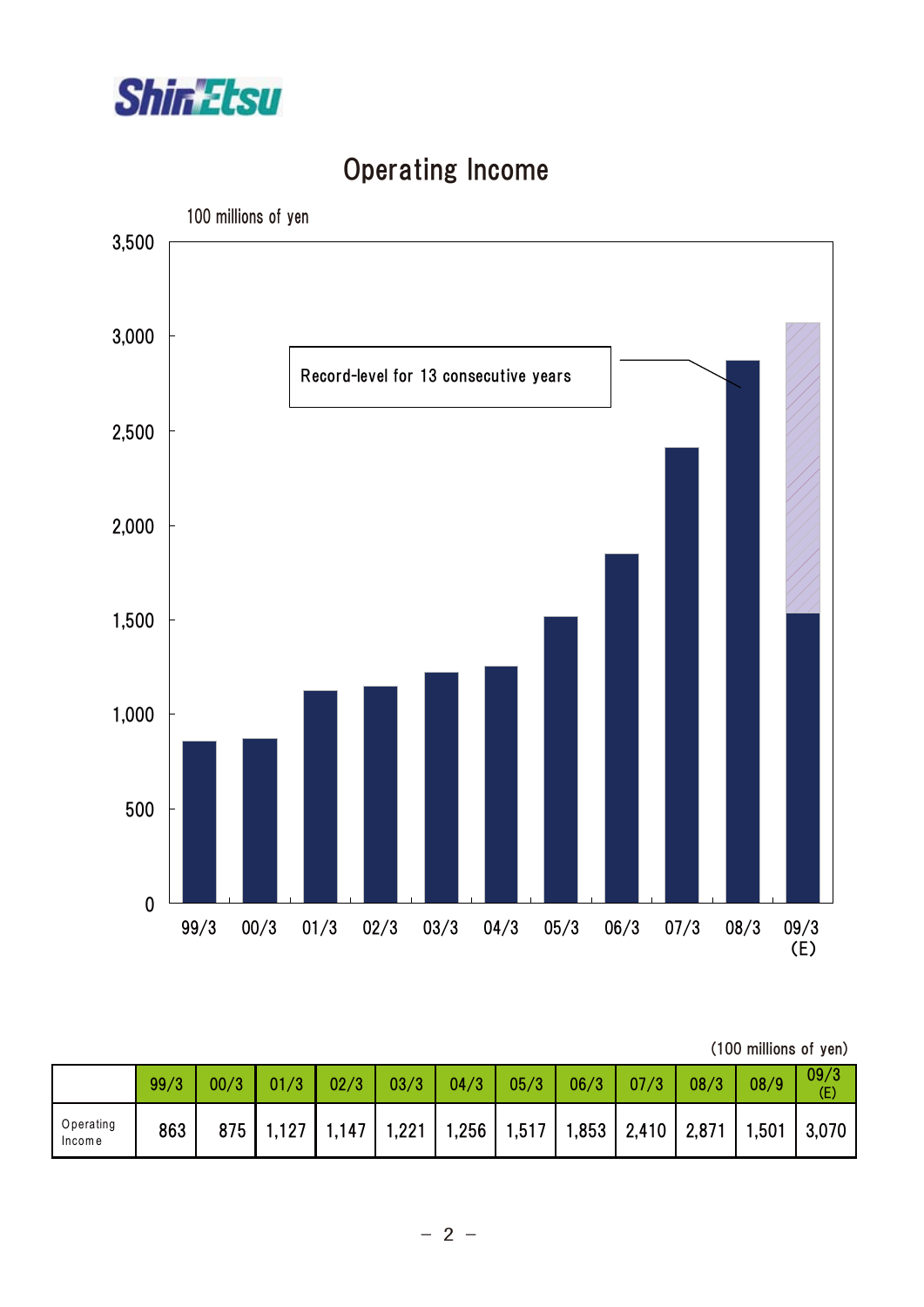# Operating Income

100 millions of yen

Record-level for 13 consecutive years

(100 millions of yen)

| | 99/3 | 00/3 | 01/3 | 02/3 | 03/3 | 04/3 | 05/3 | 06/3 | 07/3 | 08/3 | 08/9 | 09/3 (E) |
|---|---|---|---|---|---|---|---|---|---|---|---|---|
| Operating Income | 863 | 875 | 1,127 | 1,147 | 1,221 | 1,256 | 1,517 | 1,853 | 2,410 | 2,871 | 1,501 | 3,070 |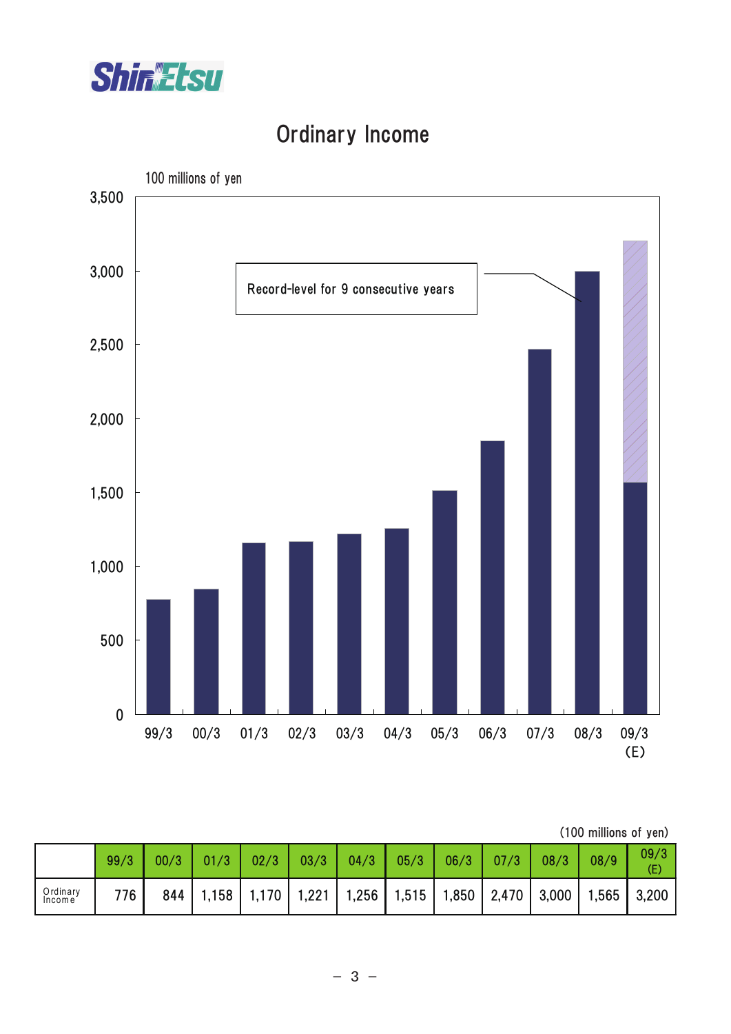# Ordinary Income

100 millions of yen

Record-level for 9 consecutive years

(100 millions of yen)

| | 99/3 | 00/3 | 01/3 | 02/3 | 03/3 | 04/3 | 05/3 | 06/3 | 07/3 | 08/3 | 08/9 | 09/3 (E) |
|---|---|---|---|---|---|---|---|---|---|---|---|---|
| Ordinary Income | 776 | 844 | 1,158 | 1,170 | 1,221 | 1,256 | 1,515 | 1,850 | 2,470 | 3,000 | 1,565 | 3,200 |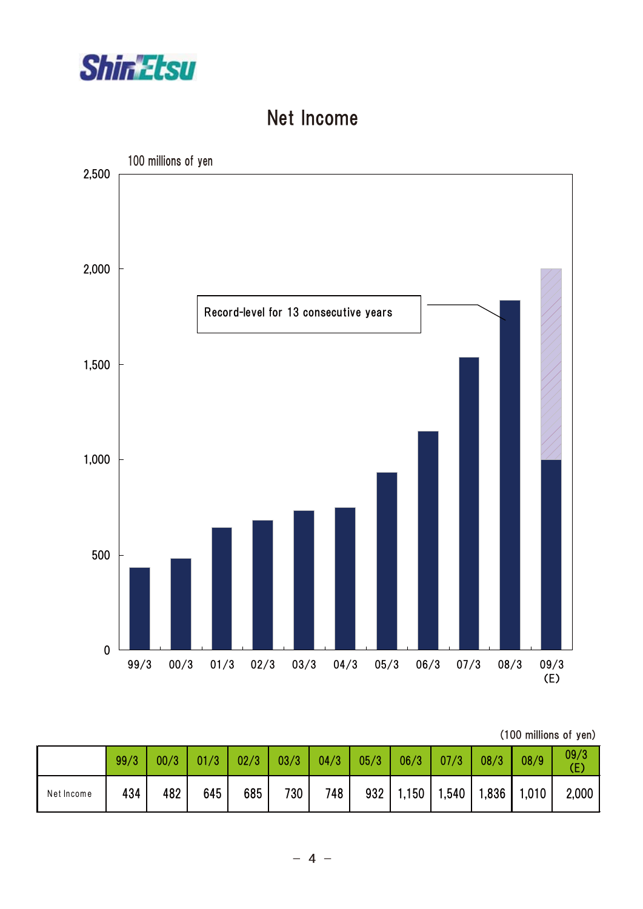# Net Income

100 millions of yen

Record-level for 13 consecutive years

(100 millions of yen)

| | 99/3 | 00/3 | 01/3 | 02/3 | 03/3 | 04/3 | 05/3 | 06/3 | 07/3 | 08/3 | 08/9 | 09/3 (E) |
|---|---|---|---|---|---|---|---|---|---|---|---|---|
| Net Income | 434 | 482 | 645 | 685 | 730 | 748 | 932 | 1,150 | 1,540 | 1,836 | 1,010 | 2,000 |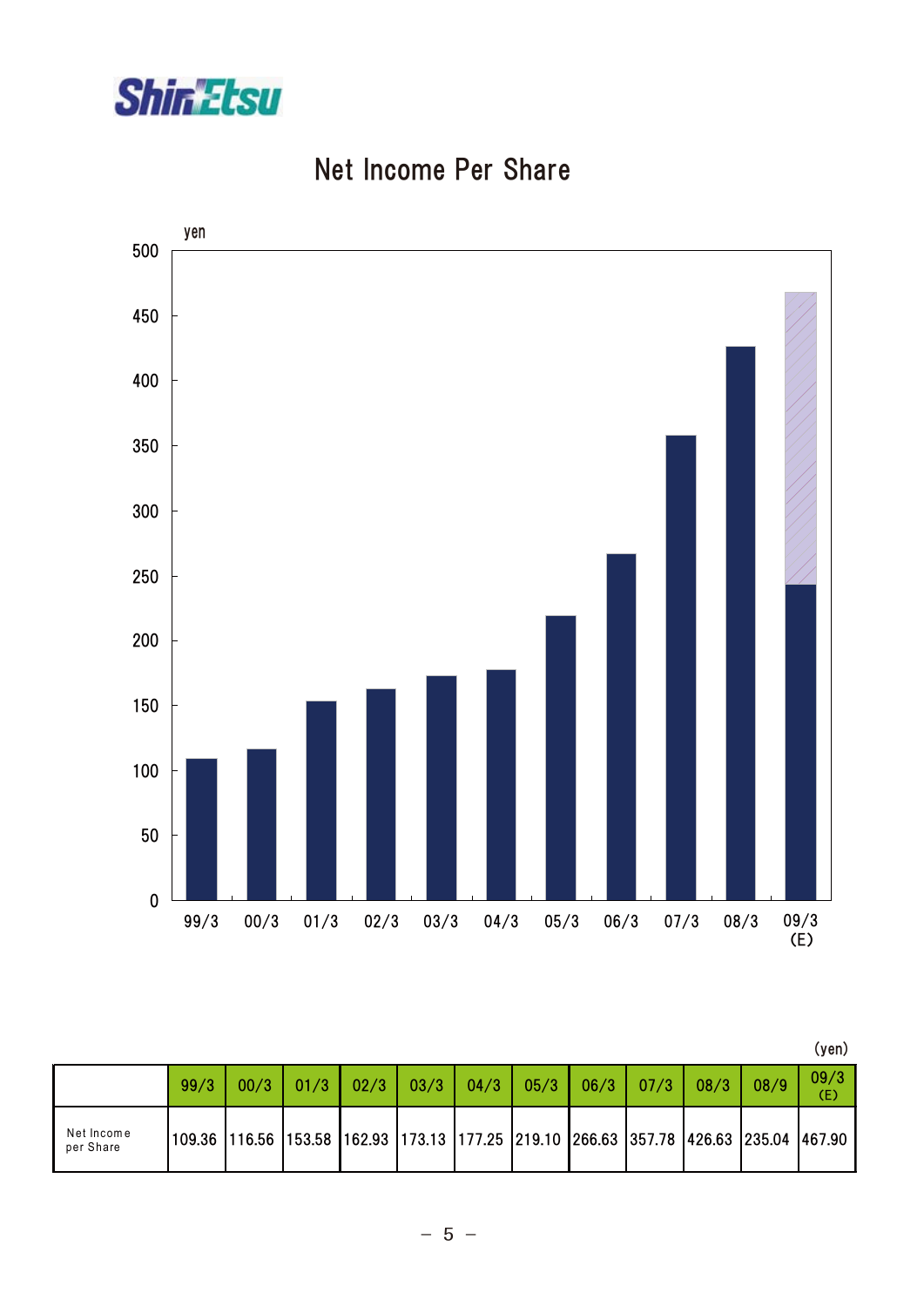# Net Income Per Share

(yen)

| | 99/3 | 00/3 | 01/3 | 02/3 | 03/3 | 04/3 | 05/3 | 06/3 | 07/3 | 08/3 | 08/9 | 09/3 (E) |
|---|---|---|---|---|---|---|---|---|---|---|---|---|
| Net Income per Share | 109.36 | 116.56 | 153.58 | 162.93 | 173.13 | 177.25 | 219.10 | 266.63 | 357.78 | 426.63 | 235.04 | 467.90 |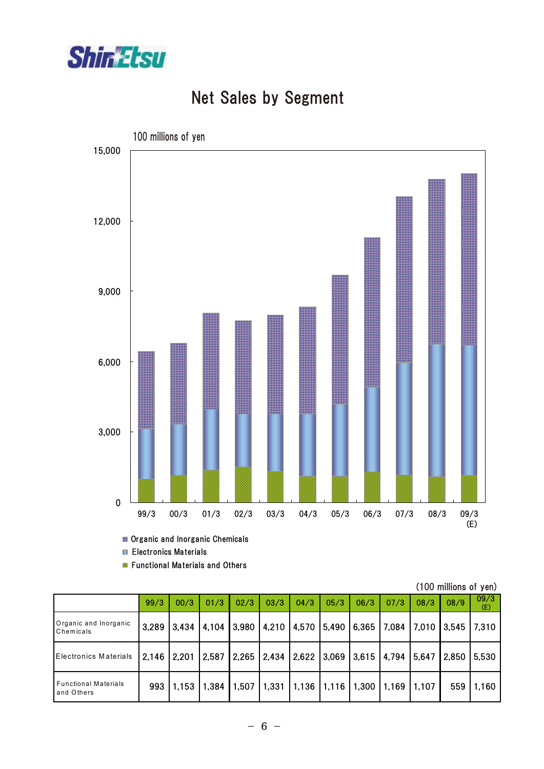# Net Sales by Segment

100 millions of yen

- Organic and Inorganic Chemicals
- Electronics Materials
- Functional Materials and Others

(100 millions of yen)

| | 99/3 | 00/3 | 01/3 | 02/3 | 03/3 | 04/3 | 05/3 | 06/3 | 07/3 | 08/3 | 08/9 | 09/3 (E) |
|---|---|---|---|---|---|---|---|---|---|---|---|---|
| Organic and Inorganic Chemicals | 3,289 | 3,434 | 4,104 | 3,980 | 4,210 | 4,570 | 5,490 | 6,365 | 7,084 | 7,010 | 3,545 | 7,310 |
| Electronics Materials | 2,146 | 2,201 | 2,587 | 2,265 | 2,434 | 2,622 | 3,069 | 3,615 | 4,794 | 5,647 | 2,850 | 5,530 |
| Functional Materials and Others | 993 | 1,153 | 1,384 | 1,507 | 1,331 | 1,136 | 1,116 | 1,300 | 1,169 | 1,107 | 559 | 1,160 |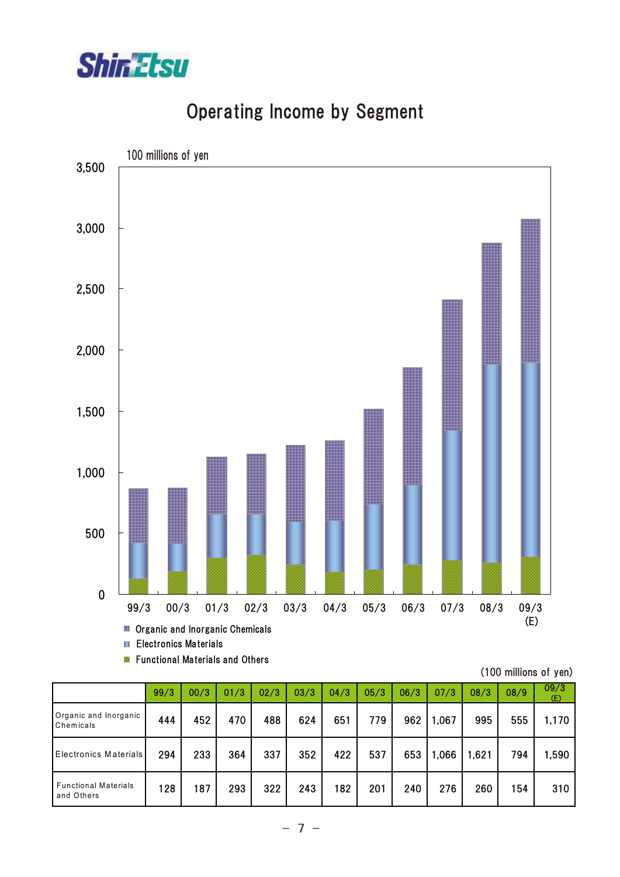# Operating Income by Segment

100 millions of yen

- Organic and Inorganic Chemicals
- Electronics Materials
- Functional Materials and Others

(100 millions of yen)

| | 99/3 | 00/3 | 01/3 | 02/3 | 03/3 | 04/3 | 05/3 | 06/3 | 07/3 | 08/3 | 08/9 | 09/3 (E) |
|---|---|---|---|---|---|---|---|---|---|---|---|---|
| Organic and Inorganic Chemicals | 444 | 452 | 470 | 488 | 624 | 651 | 779 | 962 | 1,067 | 995 | 555 | 1,170 |
| Electronics Materials | 294 | 233 | 364 | 337 | 352 | 422 | 537 | 653 | 1,066 | 1,621 | 794 | 1,590 |
| Functional Materials and Others | 128 | 187 | 293 | 322 | 243 | 182 | 201 | 240 | 276 | 260 | 154 | 310 |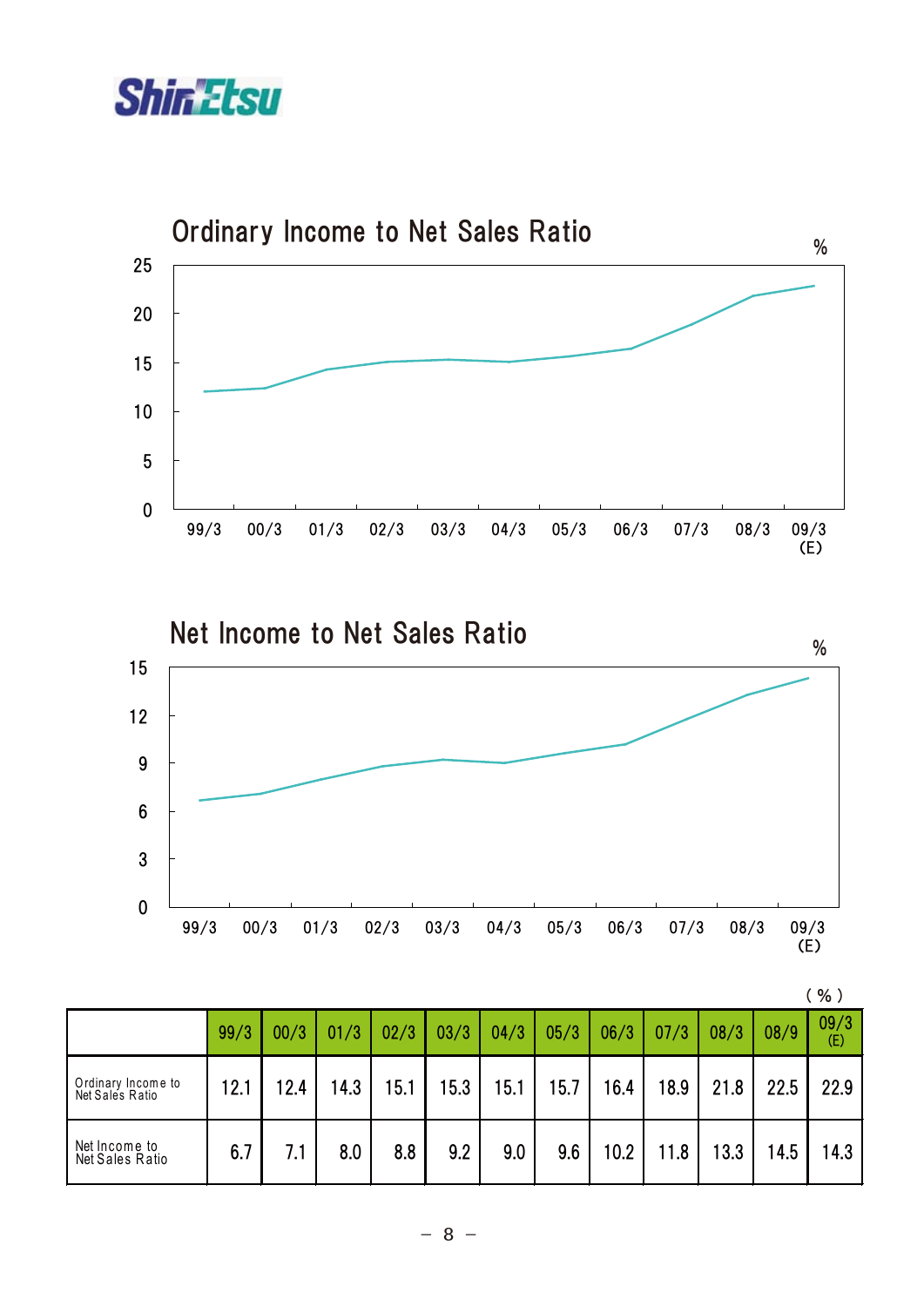## Ordinary Income to Net Sales Ratio

## Net Income to Net Sales Ratio

(%)

| | 99/3 | 00/3 | 01/3 | 02/3 | 03/3 | 04/3 | 05/3 | 06/3 | 07/3 | 08/3 | 08/9 | 09/3 (E) |
|---|---|---|---|---|---|---|---|---|---|---|---|---|
| Ordinary Income to Net Sales Ratio | 12.1 | 12.4 | 14.3 | 15.1 | 15.3 | 15.1 | 15.7 | 16.4 | 18.9 | 21.8 | 22.5 | 22.9 |
| Net Income to Net Sales Ratio | 6.7 | 7.1 | 8.0 | 8.8 | 9.2 | 9.0 | 9.6 | 10.2 | 11.8 | 13.3 | 14.5 | 14.3 |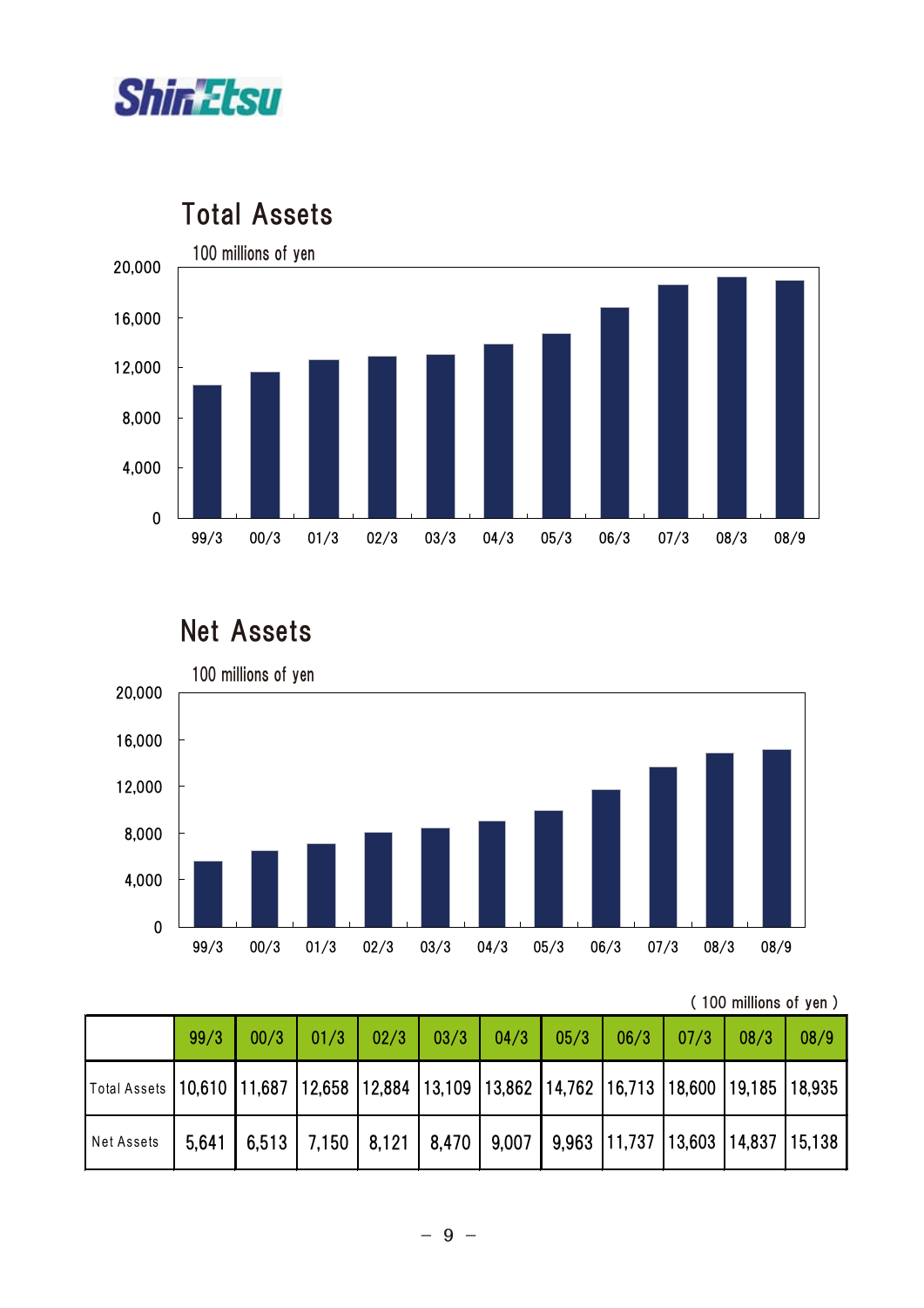## Total Assets

100 millions of yen

## Net Assets

100 millions of yen

( 100 millions of yen )

| | 99/3 | 00/3 | 01/3 | 02/3 | 03/3 | 04/3 | 05/3 | 06/3 | 07/3 | 08/3 | 08/9 |
|---|---|---|---|---|---|---|---|---|---|---|---|
| Total Assets | 10,610 | 11,687 | 12,658 | 12,884 | 13,109 | 13,862 | 14,762 | 16,713 | 18,600 | 19,185 | 18,935 |
| Net Assets | 5,641 | 6,513 | 7,150 | 8,121 | 8,470 | 9,007 | 9,963 | 11,737 | 13,603 | 14,837 | 15,138 |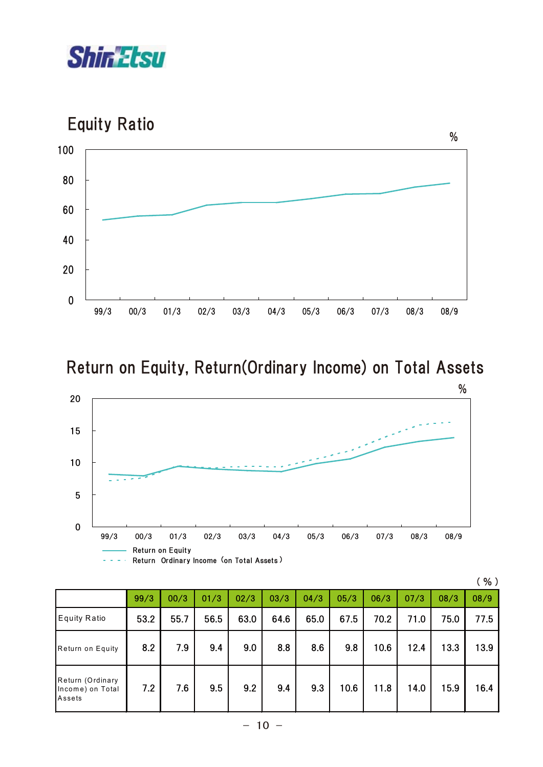# Equity Ratio

# Return on Equity, Return(Ordinary Income) on Total Assets

（%）

| | 99/3 | 00/3 | 01/3 | 02/3 | 03/3 | 04/3 | 05/3 | 06/3 | 07/3 | 08/3 | 08/9 |
|---|---|---|---|---|---|---|---|---|---|---|---|
| Equity Ratio | 53.2 | 55.7 | 56.5 | 63.0 | 64.6 | 65.0 | 67.5 | 70.2 | 71.0 | 75.0 | 77.5 |
| Return on Equity | 8.2 | 7.9 | 9.4 | 9.0 | 8.8 | 8.6 | 9.8 | 10.6 | 12.4 | 13.3 | 13.9 |
| Return (Ordinary Income) on Total Assets | 7.2 | 7.6 | 9.5 | 9.2 | 9.4 | 9.3 | 10.6 | 11.8 | 14.0 | 15.9 | 16.4 |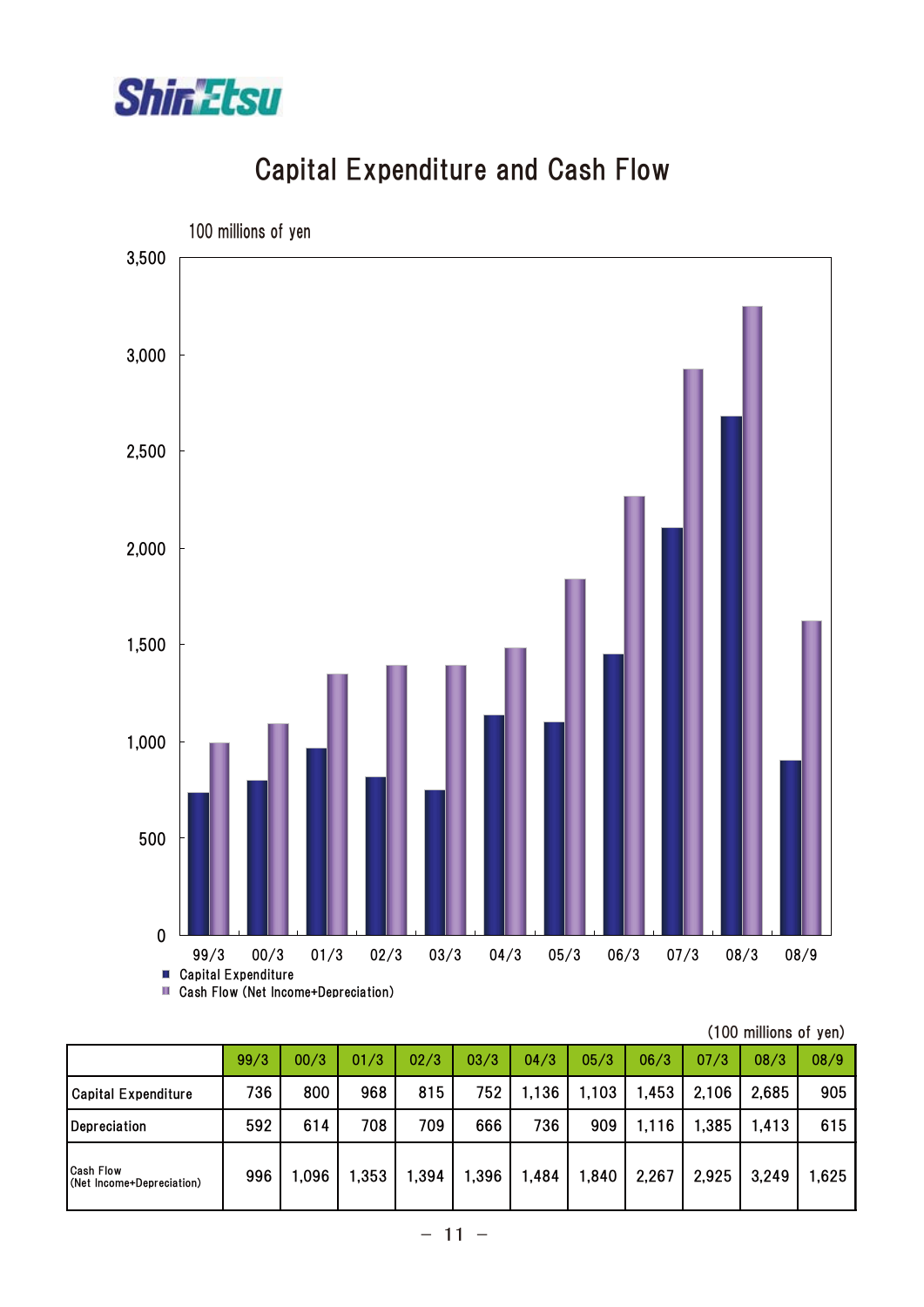Shin-Etsu

# Capital Expenditure and Cash Flow

100 millions of yen

3,500
3,000
2,500
2,000
1,500
1,000
500
0

99/3 00/3 01/3 02/3 03/3 04/3 05/3 06/3 07/3 08/3 08/9

■ Capital Expenditure
■ Cash Flow (Net Income+Depreciation)

(100 millions of yen)

| | 99/3 | 00/3 | 01/3 | 02/3 | 03/3 | 04/3 | 05/3 | 06/3 | 07/3 | 08/3 | 08/9 |
|---|---|---|---|---|---|---|---|---|---|---|---|
| Capital Expenditure | 736 | 800 | 968 | 815 | 752 | 1,136 | 1,103 | 1,453 | 2,106 | 2,685 | 905 |
| Depreciation | 592 | 614 | 708 | 709 | 666 | 736 | 909 | 1,116 | 1,385 | 1,413 | 615 |
| Cash Flow (Net Income+Depreciation) | 996 | 1,096 | 1,353 | 1,394 | 1,396 | 1,484 | 1,840 | 2,267 | 2,925 | 3,249 | 1,625 |